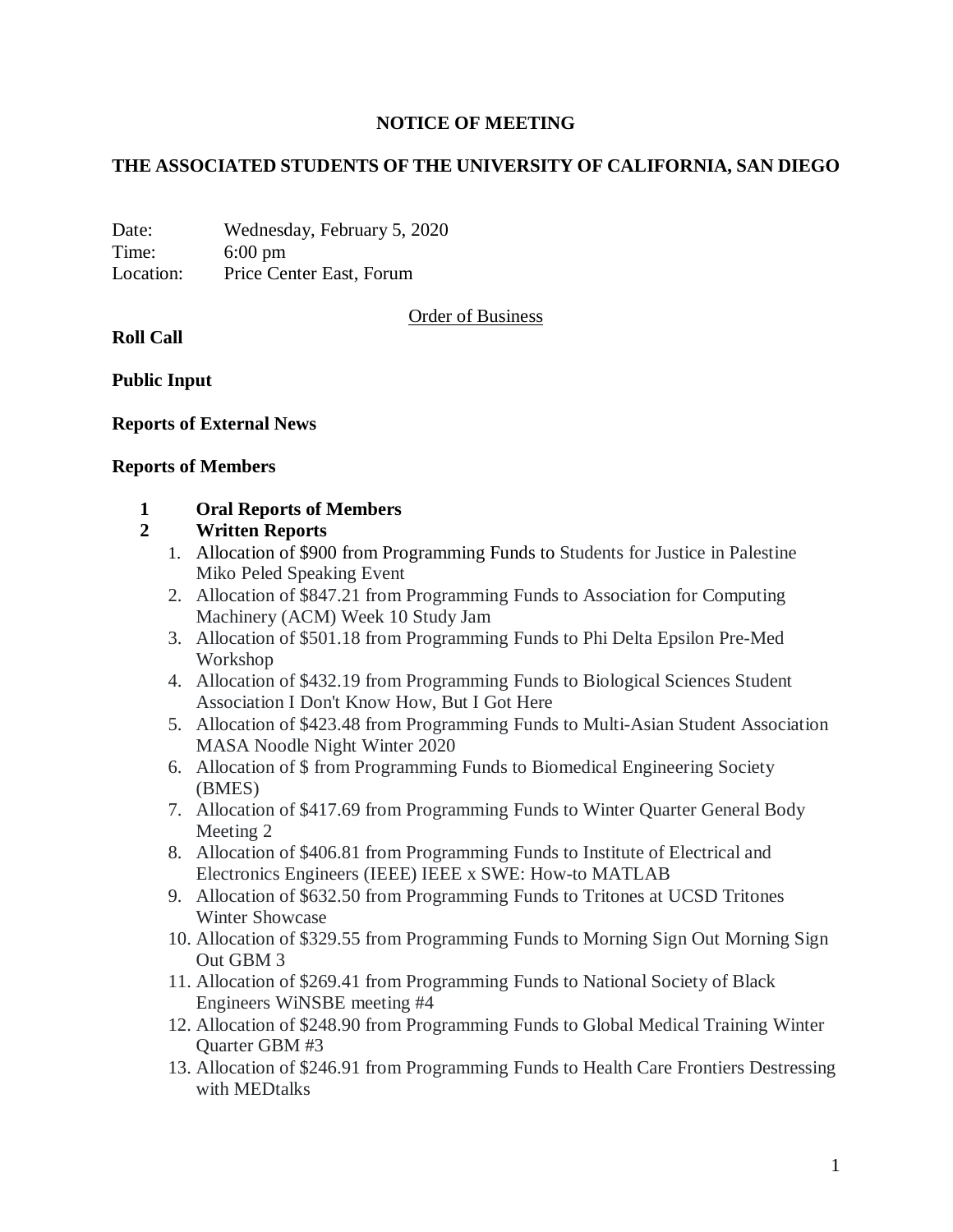**NOTICE OF MEETING**

**THE ASSOCIATED STUDENTS OF THE UNIVERSITY OF CALIFORNIA, SAN DIEGO**

Date: Wednesday, February 5, 2020
Time: 6:00 pm
Location: Price Center East, Forum

Order of Business

**Roll Call**

**Public Input**

**Reports of External News**

**Reports of Members**

**1 Oral Reports of Members**

**2 Written Reports**

1. Allocation of $900 from Programming Funds to Students for Justice in Palestine Miko Peled Speaking Event
2. Allocation of $847.21 from Programming Funds to Association for Computing Machinery (ACM) Week 10 Study Jam
3. Allocation of $501.18 from Programming Funds to Phi Delta Epsilon Pre-Med Workshop
4. Allocation of $432.19 from Programming Funds to Biological Sciences Student Association I Don't Know How, But I Got Here
5. Allocation of $423.48 from Programming Funds to Multi-Asian Student Association MASA Noodle Night Winter 2020
6. Allocation of $ from Programming Funds to Biomedical Engineering Society (BMES)
7. Allocation of $417.69 from Programming Funds to Winter Quarter General Body Meeting 2
8. Allocation of $406.81 from Programming Funds to Institute of Electrical and Electronics Engineers (IEEE) IEEE x SWE: How-to MATLAB
9. Allocation of $632.50 from Programming Funds to Tritones at UCSD Tritones Winter Showcase
10. Allocation of $329.55 from Programming Funds to Morning Sign Out Morning Sign Out GBM 3
11. Allocation of $269.41 from Programming Funds to National Society of Black Engineers WiNSBE meeting #4
12. Allocation of $248.90 from Programming Funds to Global Medical Training Winter Quarter GBM #3
13. Allocation of $246.91 from Programming Funds to Health Care Frontiers Destressing with MEDtalks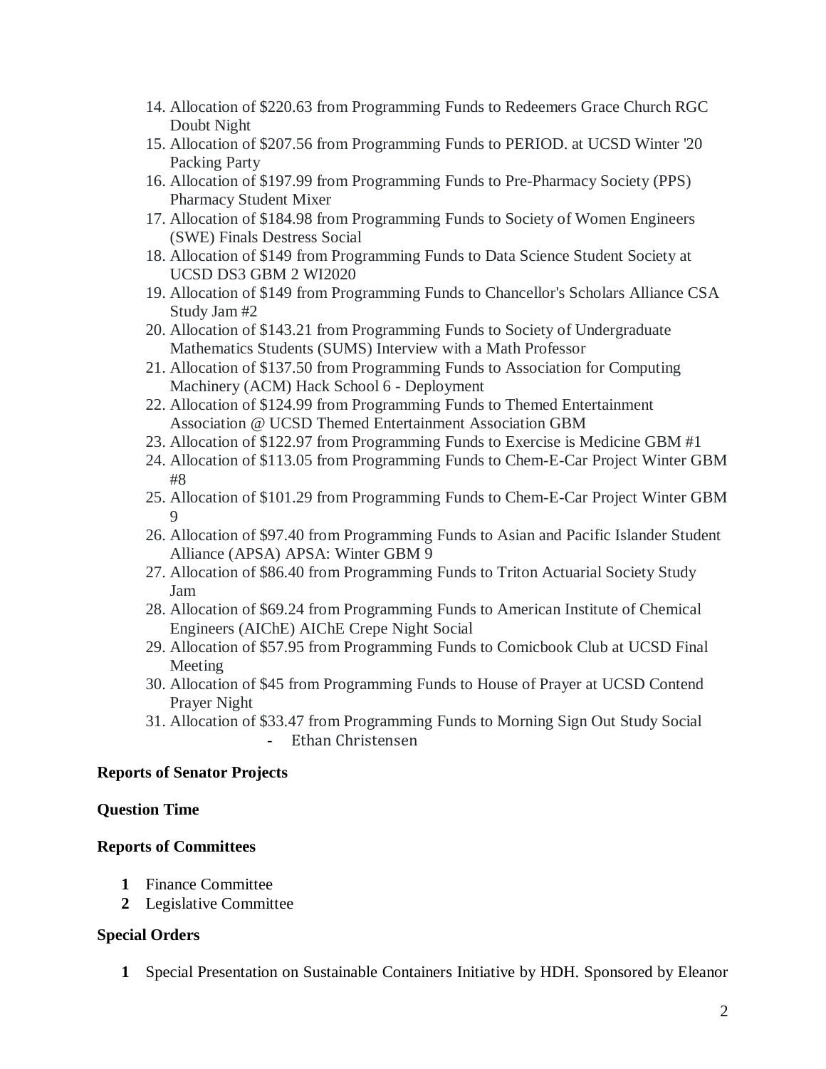14. Allocation of $220.63 from Programming Funds to Redeemers Grace Church RGC Doubt Night
15. Allocation of $207.56 from Programming Funds to PERIOD. at UCSD Winter '20 Packing Party
16. Allocation of $197.99 from Programming Funds to Pre-Pharmacy Society (PPS) Pharmacy Student Mixer
17. Allocation of $184.98 from Programming Funds to Society of Women Engineers (SWE) Finals Destress Social
18. Allocation of $149 from Programming Funds to Data Science Student Society at UCSD DS3 GBM 2 WI2020
19. Allocation of $149 from Programming Funds to Chancellor's Scholars Alliance CSA Study Jam #2
20. Allocation of $143.21 from Programming Funds to Society of Undergraduate Mathematics Students (SUMS) Interview with a Math Professor
21. Allocation of $137.50 from Programming Funds to Association for Computing Machinery (ACM) Hack School 6 - Deployment
22. Allocation of $124.99 from Programming Funds to Themed Entertainment Association @ UCSD Themed Entertainment Association GBM
23. Allocation of $122.97 from Programming Funds to Exercise is Medicine GBM #1
24. Allocation of $113.05 from Programming Funds to Chem-E-Car Project Winter GBM #8
25. Allocation of $101.29 from Programming Funds to Chem-E-Car Project Winter GBM 9
26. Allocation of $97.40 from Programming Funds to Asian and Pacific Islander Student Alliance (APSA) APSA: Winter GBM 9
27. Allocation of $86.40 from Programming Funds to Triton Actuarial Society Study Jam
28. Allocation of $69.24 from Programming Funds to American Institute of Chemical Engineers (AIChE) AIChE Crepe Night Social
29. Allocation of $57.95 from Programming Funds to Comicbook Club at UCSD Final Meeting
30. Allocation of $45 from Programming Funds to House of Prayer at UCSD Contend Prayer Night
31. Allocation of $33.47 from Programming Funds to Morning Sign Out Study Social
    - Ethan Christensen

**Reports of Senator Projects**

**Question Time**

**Reports of Committees**

1. Finance Committee
2. Legislative Committee

**Special Orders**

1. Special Presentation on Sustainable Containers Initiative by HDH. Sponsored by Eleanor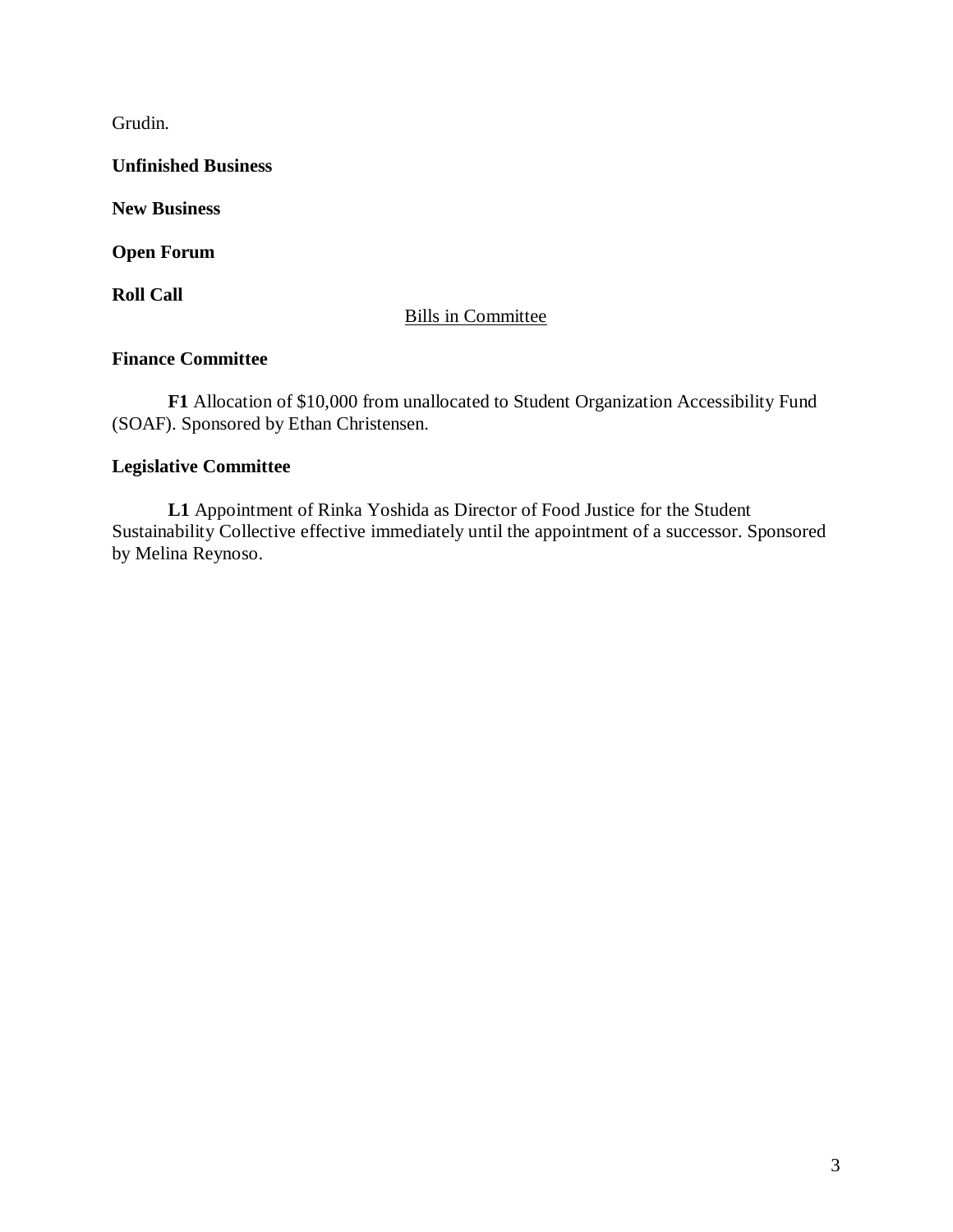Grudin.

**Unfinished Business**

**New Business**

**Open Forum**

**Roll Call**

Bills in Committee

**Finance Committee**

**F1** Allocation of $10,000 from unallocated to Student Organization Accessibility Fund (SOAF). Sponsored by Ethan Christensen.

**Legislative Committee**

**L1** Appointment of Rinka Yoshida as Director of Food Justice for the Student Sustainability Collective effective immediately until the appointment of a successor. Sponsored by Melina Reynoso.